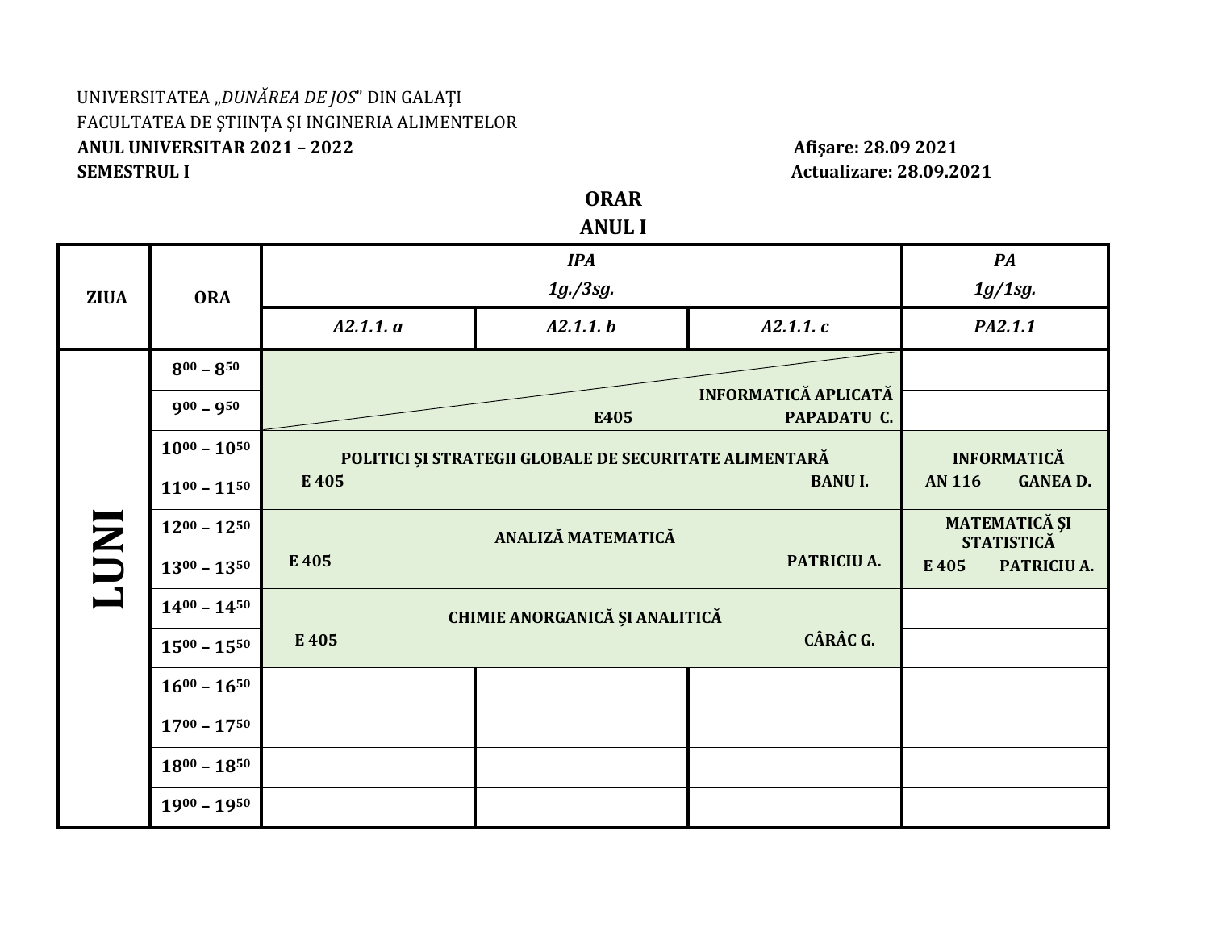UNIVERSITATEA „*DUNĂREA DE JOS*" DIN GALAŢI
FACULTATEA DE ŞTIINŢA ŞI INGINERIA ALIMENTELOR
**ANUL UNIVERSITAR 2021 – 2022** **Afişare: 28.09 2021**
**SEMESTRUL I** **Actualizare: 28.09.2021**

**ORAR**
**ANUL I**

| ZIUA | ORA | *IPA 1g./3sg.* | | | *PA 1g/1sg.* |
|---|---|---|---|---|---|
| | | *A2.1.1. a* | *A2.1.1. b* | *A2.1.1. c* | *PA2.1.1* |
| **LUNI** | $8^{00} – 8^{50}$ | **INFORMATICĂ APLICATĂ** E405 PAPADATU C. | | | |
| | $9^{00} – 9^{50}$ | | | | |
| | $10^{00} – 10^{50}$ | **POLITICI ŞI STRATEGII GLOBALE DE SECURITATE ALIMENTARĂ** E 405 BANU I. | | | **INFORMATICĂ** AN 116 GANEA D. |
| | $11^{00} – 11^{50}$ | | | | |
| | $12^{00} – 12^{50}$ | **ANALIZĂ MATEMATICĂ** E 405 PATRICIU A. | | | **MATEMATICĂ ŞI STATISTICĂ** E 405 PATRICIU A. |
| | $13^{00} – 13^{50}$ | | | | |
| | $14^{00} – 14^{50}$ | **CHIMIE ANORGANICĂ ŞI ANALITICĂ** E 405 CÂRÂC G. | | | |
| | $15^{00} – 15^{50}$ | | | | |
| | $16^{00} – 16^{50}$ | | | | |
| | $17^{00} – 17^{50}$ | | | | |
| | $18^{00} – 18^{50}$ | | | | |
| | $19^{00} – 19^{50}$ | | | | |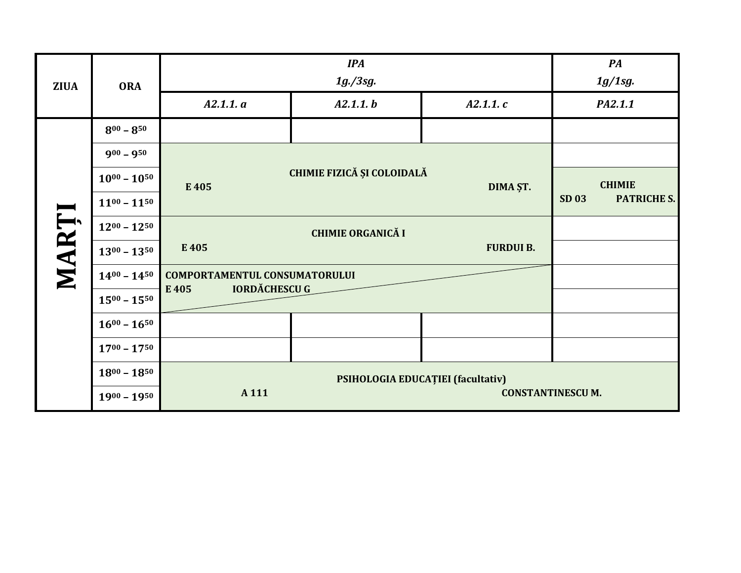| ZIUA | ORA | *IPA 1g./3sg.* | | | *PA 1g/1sg.* |
|---|---|---|---|---|---|
| | | *A2.1.1. a* | *A2.1.1. b* | *A2.1.1. c* | *PA2.1.1* |
| **MARȚI** | **$8^{00} – 8^{50}$** | | | | |
| | **$9^{00} – 9^{50}$** | **CHIMIE FIZICĂ ȘI COLOIDALĂ** E 405 DIMA ȘT. | | | |
| | **$10^{00} – 10^{50}$** | | | | **CHIMIE** SD 03 PATRICHE S. |
| | **$11^{00} – 11^{50}$** | | | | |
| | **$12^{00} – 12^{50}$** | **CHIMIE ORGANICĂ I** E 405 FURDUI B. | | | |
| | **$13^{00} – 13^{50}$** | | | | |
| | **$14^{00} – 14^{50}$** | **COMPORTAMENTUL CONSUMATORULUI** E 405 IORDĂCHESCU G | | | |
| | **$15^{00} – 15^{50}$** | | | | |
| | **$16^{00} – 16^{50}$** | | | | |
| | **$17^{00} – 17^{50}$** | | | | |
| | **$18^{00} – 18^{50}$** | **PSIHOLOGIA EDUCAȚIEI (facultativ)** A 111 CONSTANTINESCU M. | | | |
| | **$19^{00} – 19^{50}$** | | | | |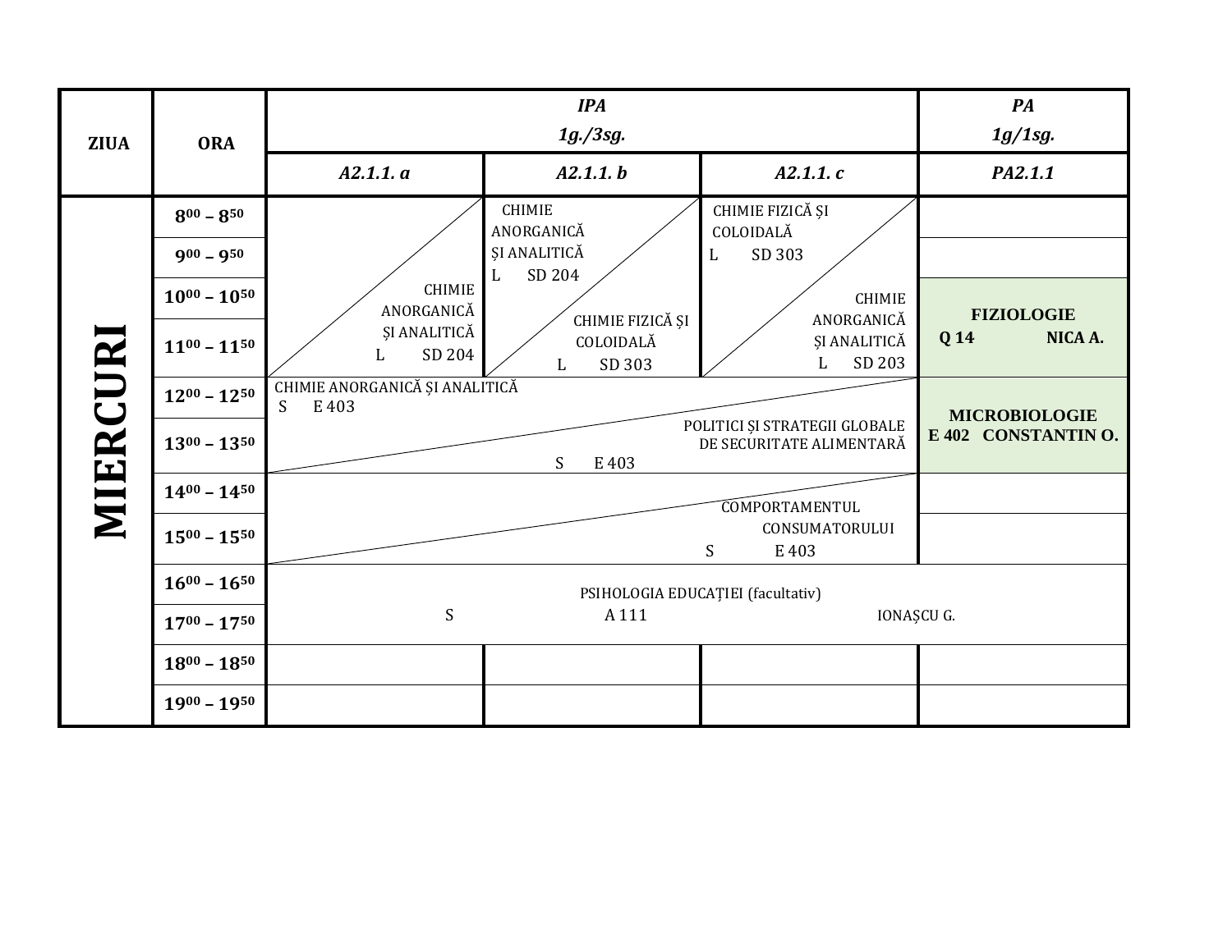| ZIUA | ORA | IPA 1g./3sg. | | | PA 1g/1sg. |
|---|---|---|---|---|---|
| | | ***A2.1.1. a*** | ***A2.1.1. b*** | ***A2.1.1. c*** | ***PA2.1.1*** |
| **MIERCURI** | $8^{00} – 8^{50}$ | | CHIMIE ANORGANICĂ ȘI ANALITICĂ L SD 204 | CHIMIE FIZICĂ ȘI COLOIDALĂ L SD 303 | |
| | $9^{00} – 9^{50}$ | | | | |
| | $10^{00} – 10^{50}$ | CHIMIE ANORGANICĂ ȘI ANALITICĂ L SD 204 | CHIMIE FIZICĂ ȘI COLOIDALĂ L SD 303 | CHIMIE ANORGANICĂ ȘI ANALITICĂ L SD 203 | **FIZIOLOGIE Q 14 NICA A.** |
| | $11^{00} – 11^{50}$ | | | | |
| | $12^{00} – 12^{50}$ | CHIMIE ANORGANICĂ ȘI ANALITICĂ S E 403 / POLITICI ȘI STRATEGII GLOBALE DE SECURITATE ALIMENTARĂ S E 403 | | | **MICROBIOLOGIE E 402 CONSTANTIN O.** |
| | $13^{00} – 13^{50}$ | | | | |
| | $14^{00} – 14^{50}$ | COMPORTAMENTUL CONSUMATORULUI S E 403 | | | |
| | $15^{00} – 15^{50}$ | | | | |
| | $16^{00} – 16^{50}$ | PSIHOLOGIA EDUCAȚIEI (facultativ) S A 111 IONAȘCU G. | | | |
| | $17^{00} – 17^{50}$ | | | | |
| | $18^{00} – 18^{50}$ | | | | |
| | $19^{00} – 19^{50}$ | | | | |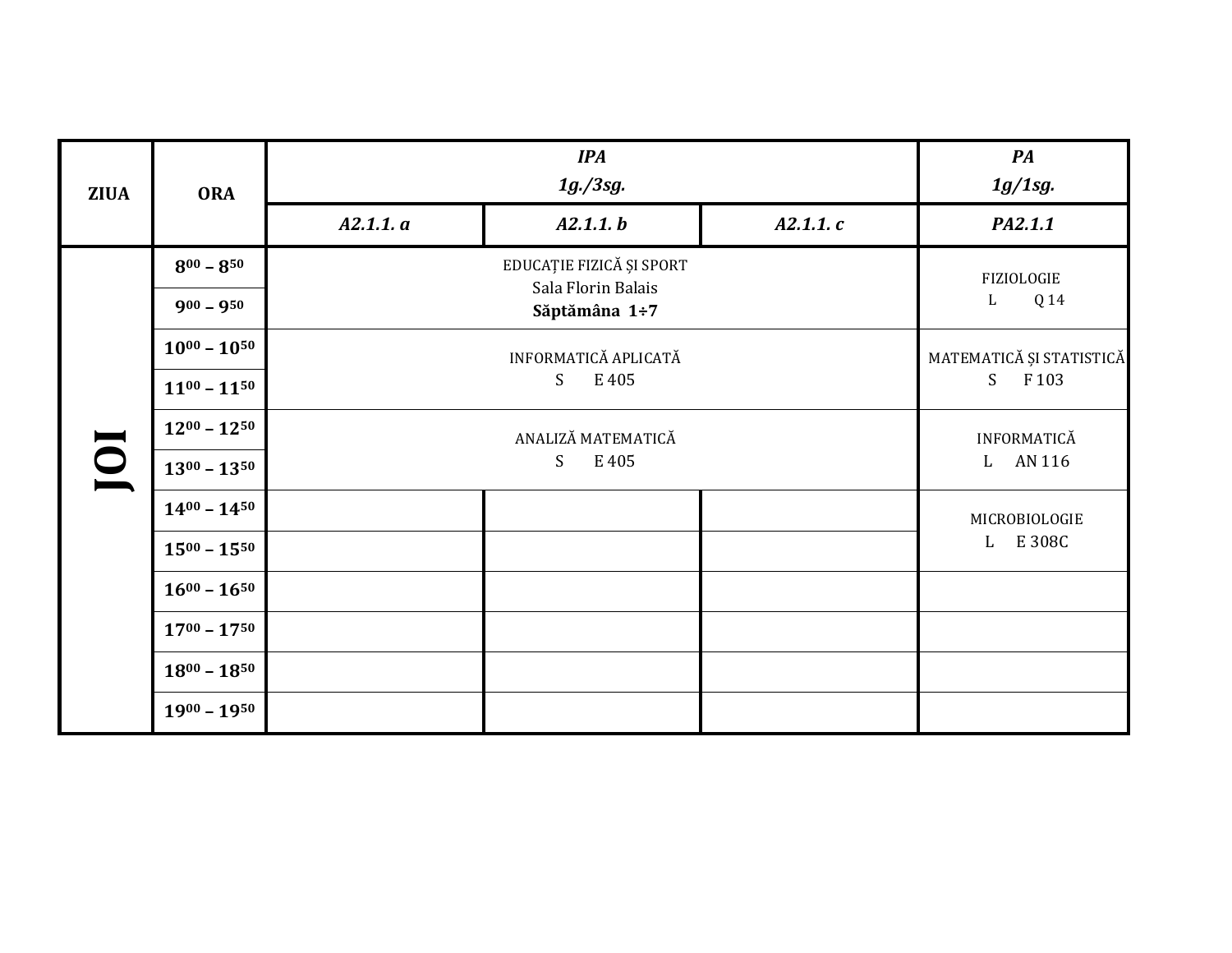| ZIUA | ORA | IPA 1g./3sg. | | | PA 1g/1sg. |
|---|---|---|---|---|---|
| | | *A2.1.1. a* | *A2.1.1. b* | *A2.1.1. c* | *PA2.1.1* |
| **JOI** | $8^{00} – 8^{50}$ | EDUCAȚIE FIZICĂ ȘI SPORT Sala Florin Balais **Săptămâna 1÷7** | | | FIZIOLOGIE L Q 14 |
| | $9^{00} – 9^{50}$ | | | | |
| | $10^{00} – 10^{50}$ | INFORMATICĂ APLICATĂ S E 405 | | | MATEMATICĂ ȘI STATISTICĂ S F 103 |
| | $11^{00} – 11^{50}$ | | | | |
| | $12^{00} – 12^{50}$ | ANALIZĂ MATEMATICĂ S E 405 | | | INFORMATICĂ L AN 116 |
| | $13^{00} – 13^{50}$ | | | | |
| | $14^{00} – 14^{50}$ | | | | MICROBIOLOGIE L E 308C |
| | $15^{00} – 15^{50}$ | | | | |
| | $16^{00} – 16^{50}$ | | | | |
| | $17^{00} – 17^{50}$ | | | | |
| | $18^{00} – 18^{50}$ | | | | |
| | $19^{00} – 19^{50}$ | | | | |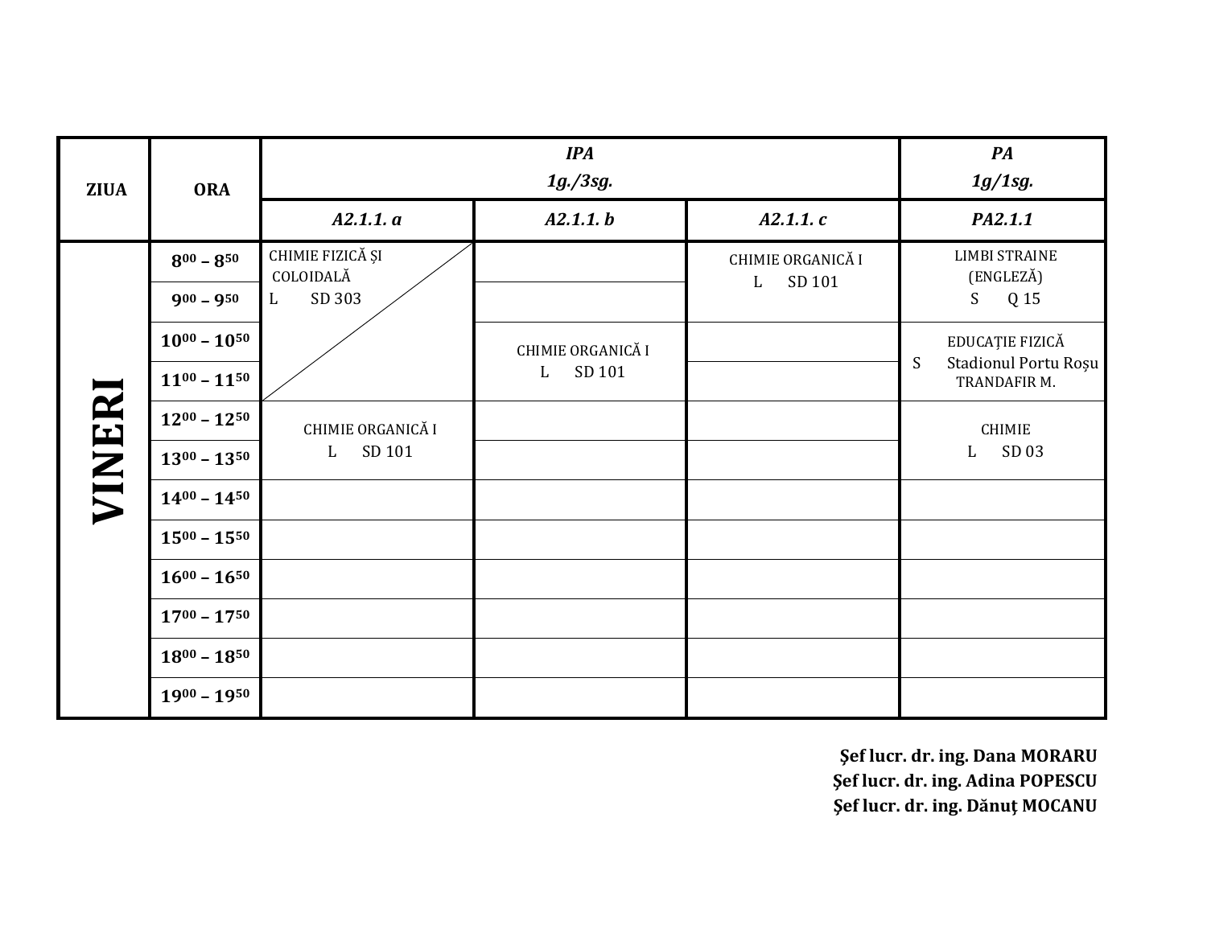| ZIUA | ORA | *IPA 1g./3sg.* | | | *PA 1g/1sg.* |
|---|---|---|---|---|---|
| | | *A2.1.1. a* | *A2.1.1. b* | *A2.1.1. c* | *PA2.1.1* |
| **VINERI** | $8^{00} – 8^{50}$ | CHIMIE FIZICĂ ȘI COLOIDALĂ L SD 303 | | CHIMIE ORGANICĂ I L SD 101 | LIMBI STRAINE (ENGLEZĂ) S Q 15 |
| | $9^{00} – 9^{50}$ | | | | |
| | $10^{00} – 10^{50}$ | | CHIMIE ORGANICĂ I L SD 101 | | EDUCAȚIE FIZICĂ S Stadionul Portu Roșu TRANDAFIR M. |
| | $11^{00} – 11^{50}$ | | | | |
| | $12^{00} – 12^{50}$ | CHIMIE ORGANICĂ I L SD 101 | | | CHIMIE L SD 03 |
| | $13^{00} – 13^{50}$ | | | | |
| | $14^{00} – 14^{50}$ | | | | |
| | $15^{00} – 15^{50}$ | | | | |
| | $16^{00} – 16^{50}$ | | | | |
| | $17^{00} – 17^{50}$ | | | | |
| | $18^{00} – 18^{50}$ | | | | |
| | $19^{00} – 19^{50}$ | | | | |

**Şef lucr. dr. ing. Dana MORARU**
**Şef lucr. dr. ing. Adina POPESCU**
**Şef lucr. dr. ing. Dănuţ MOCANU**